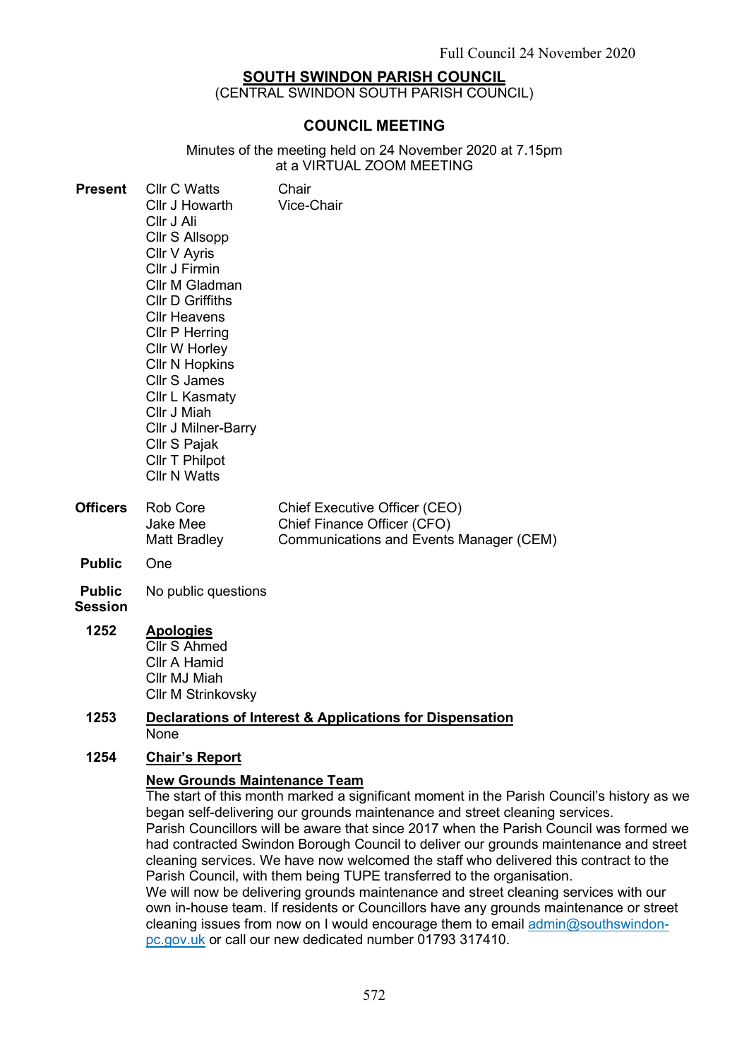# SOUTH SWINDON PARISH COUNCIL

(CENTRAL SWINDON SOUTH PARISH COUNCIL)

## COUNCIL MEETING

Minutes of the meeting held on 24 November 2020 at 7.15pm
at a VIRTUAL ZOOM MEETING

**Present**

| | |
|---|---|
| Cllr C Watts | Chair |
| Cllr J Howarth | Vice-Chair |
| Cllr J Ali | |
| Cllr S Allsopp | |
| Cllr V Ayris | |
| Cllr J Firmin | |
| Cllr M Gladman | |
| Cllr D Griffiths | |
| Cllr Heavens | |
| Cllr P Herring | |
| Cllr W Horley | |
| Cllr N Hopkins | |
| Cllr S James | |
| Cllr L Kasmaty | |
| Cllr J Miah | |
| Cllr J Milner-Barry | |
| Cllr S Pajak | |
| Cllr T Philpot | |
| Cllr N Watts | |

**Officers**

| | |
|---|---|
| Rob Core | Chief Executive Officer (CEO) |
| Jake Mee | Chief Finance Officer (CFO) |
| Matt Bradley | Communications and Events Manager (CEM) |

**Public** One

**Public Session** No public questions

### 1252 Apologies

Cllr S Ahmed
Cllr A Hamid
Cllr MJ Miah
Cllr M Strinkovsky

### 1253 Declarations of Interest & Applications for Dispensation

None

### 1254 Chair's Report

**New Grounds Maintenance Team**

The start of this month marked a significant moment in the Parish Council's history as we began self-delivering our grounds maintenance and street cleaning services.
Parish Councillors will be aware that since 2017 when the Parish Council was formed we had contracted Swindon Borough Council to deliver our grounds maintenance and street cleaning services. We have now welcomed the staff who delivered this contract to the Parish Council, with them being TUPE transferred to the organisation.
We will now be delivering grounds maintenance and street cleaning services with our own in-house team. If residents or Councillors have any grounds maintenance or street cleaning issues from now on I would encourage them to email admin@southswindon-pc.gov.uk or call our new dedicated number 01793 317410.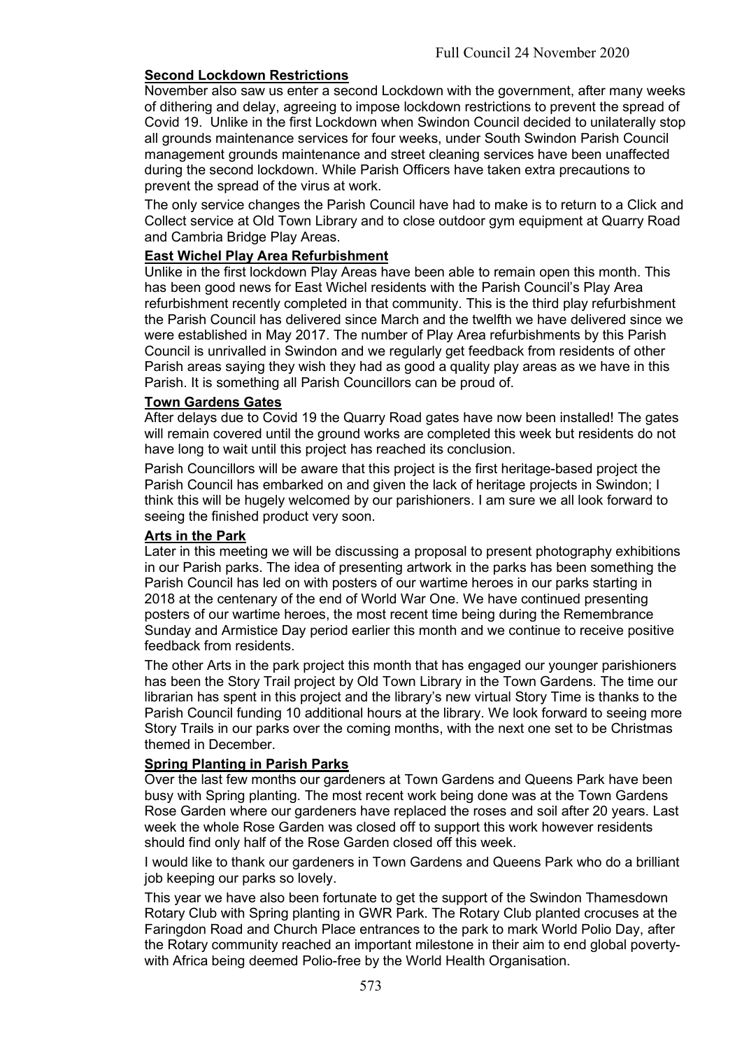### Second Lockdown Restrictions

November also saw us enter a second Lockdown with the government, after many weeks of dithering and delay, agreeing to impose lockdown restrictions to prevent the spread of Covid 19. Unlike in the first Lockdown when Swindon Council decided to unilaterally stop all grounds maintenance services for four weeks, under South Swindon Parish Council management grounds maintenance and street cleaning services have been unaffected during the second lockdown. While Parish Officers have taken extra precautions to prevent the spread of the virus at work.

The only service changes the Parish Council have had to make is to return to a Click and Collect service at Old Town Library and to close outdoor gym equipment at Quarry Road and Cambria Bridge Play Areas.

### East Wichel Play Area Refurbishment

Unlike in the first lockdown Play Areas have been able to remain open this month. This has been good news for East Wichel residents with the Parish Council's Play Area refurbishment recently completed in that community. This is the third play refurbishment the Parish Council has delivered since March and the twelfth we have delivered since we were established in May 2017. The number of Play Area refurbishments by this Parish Council is unrivalled in Swindon and we regularly get feedback from residents of other Parish areas saying they wish they had as good a quality play areas as we have in this Parish. It is something all Parish Councillors can be proud of.

### Town Gardens Gates

After delays due to Covid 19 the Quarry Road gates have now been installed! The gates will remain covered until the ground works are completed this week but residents do not have long to wait until this project has reached its conclusion.

Parish Councillors will be aware that this project is the first heritage-based project the Parish Council has embarked on and given the lack of heritage projects in Swindon; I think this will be hugely welcomed by our parishioners. I am sure we all look forward to seeing the finished product very soon.

### Arts in the Park

Later in this meeting we will be discussing a proposal to present photography exhibitions in our Parish parks. The idea of presenting artwork in the parks has been something the Parish Council has led on with posters of our wartime heroes in our parks starting in 2018 at the centenary of the end of World War One. We have continued presenting posters of our wartime heroes, the most recent time being during the Remembrance Sunday and Armistice Day period earlier this month and we continue to receive positive feedback from residents.

The other Arts in the park project this month that has engaged our younger parishioners has been the Story Trail project by Old Town Library in the Town Gardens. The time our librarian has spent in this project and the library's new virtual Story Time is thanks to the Parish Council funding 10 additional hours at the library. We look forward to seeing more Story Trails in our parks over the coming months, with the next one set to be Christmas themed in December.

### Spring Planting in Parish Parks

Over the last few months our gardeners at Town Gardens and Queens Park have been busy with Spring planting. The most recent work being done was at the Town Gardens Rose Garden where our gardeners have replaced the roses and soil after 20 years. Last week the whole Rose Garden was closed off to support this work however residents should find only half of the Rose Garden closed off this week.

I would like to thank our gardeners in Town Gardens and Queens Park who do a brilliant job keeping our parks so lovely.

This year we have also been fortunate to get the support of the Swindon Thamesdown Rotary Club with Spring planting in GWR Park. The Rotary Club planted crocuses at the Faringdon Road and Church Place entrances to the park to mark World Polio Day, after the Rotary community reached an important milestone in their aim to end global poverty- with Africa being deemed Polio-free by the World Health Organisation.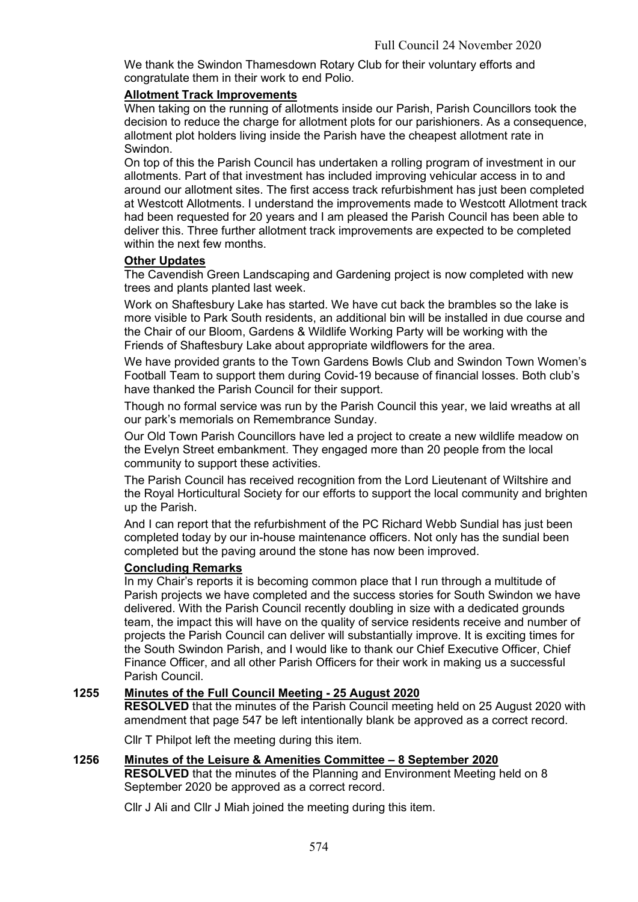We thank the Swindon Thamesdown Rotary Club for their voluntary efforts and congratulate them in their work to end Polio.

**Allotment Track Improvements**

When taking on the running of allotments inside our Parish, Parish Councillors took the decision to reduce the charge for allotment plots for our parishioners. As a consequence, allotment plot holders living inside the Parish have the cheapest allotment rate in Swindon.

On top of this the Parish Council has undertaken a rolling program of investment in our allotments. Part of that investment has included improving vehicular access in to and around our allotment sites. The first access track refurbishment has just been completed at Westcott Allotments. I understand the improvements made to Westcott Allotment track had been requested for 20 years and I am pleased the Parish Council has been able to deliver this. Three further allotment track improvements are expected to be completed within the next few months.

**Other Updates**

The Cavendish Green Landscaping and Gardening project is now completed with new trees and plants planted last week.

Work on Shaftesbury Lake has started. We have cut back the brambles so the lake is more visible to Park South residents, an additional bin will be installed in due course and the Chair of our Bloom, Gardens & Wildlife Working Party will be working with the Friends of Shaftesbury Lake about appropriate wildflowers for the area.

We have provided grants to the Town Gardens Bowls Club and Swindon Town Women's Football Team to support them during Covid-19 because of financial losses. Both club's have thanked the Parish Council for their support.

Though no formal service was run by the Parish Council this year, we laid wreaths at all our park's memorials on Remembrance Sunday.

Our Old Town Parish Councillors have led a project to create a new wildlife meadow on the Evelyn Street embankment. They engaged more than 20 people from the local community to support these activities.

The Parish Council has received recognition from the Lord Lieutenant of Wiltshire and the Royal Horticultural Society for our efforts to support the local community and brighten up the Parish.

And I can report that the refurbishment of the PC Richard Webb Sundial has just been completed today by our in-house maintenance officers. Not only has the sundial been completed but the paving around the stone has now been improved.

**Concluding Remarks**

In my Chair's reports it is becoming common place that I run through a multitude of Parish projects we have completed and the success stories for South Swindon we have delivered. With the Parish Council recently doubling in size with a dedicated grounds team, the impact this will have on the quality of service residents receive and number of projects the Parish Council can deliver will substantially improve. It is exciting times for the South Swindon Parish, and I would like to thank our Chief Executive Officer, Chief Finance Officer, and all other Parish Officers for their work in making us a successful Parish Council.

## 1255 Minutes of the Full Council Meeting - 25 August 2020

**RESOLVED** that the minutes of the Parish Council meeting held on 25 August 2020 with amendment that page 547 be left intentionally blank be approved as a correct record.

Cllr T Philpot left the meeting during this item.

## 1256 Minutes of the Leisure & Amenities Committee – 8 September 2020

**RESOLVED** that the minutes of the Planning and Environment Meeting held on 8 September 2020 be approved as a correct record.

Cllr J Ali and Cllr J Miah joined the meeting during this item.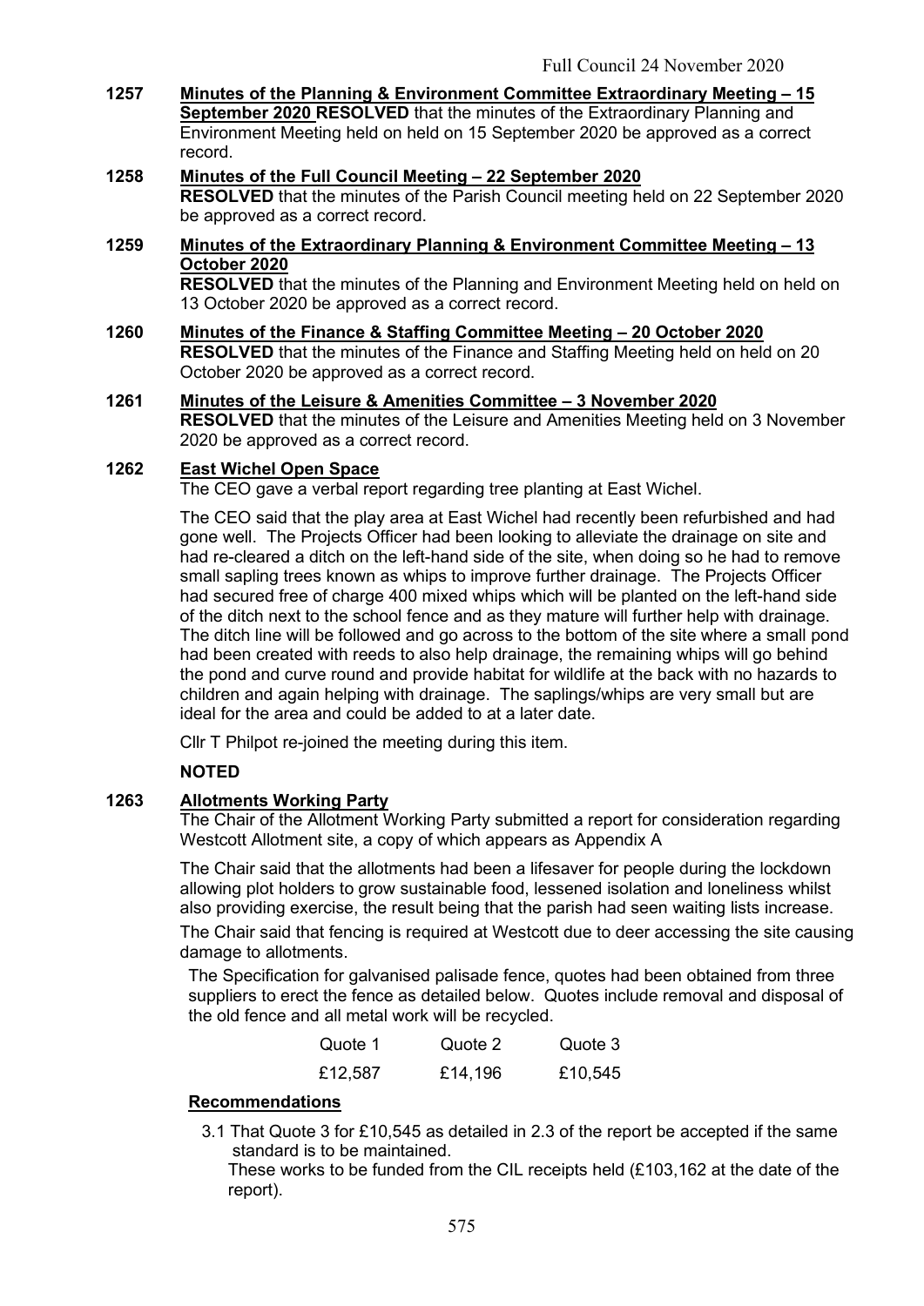**1257 Minutes of the Planning & Environment Committee Extraordinary Meeting – 15 September 2020 RESOLVED** that the minutes of the Extraordinary Planning and Environment Meeting held on held on 15 September 2020 be approved as a correct record.

**1258 Minutes of the Full Council Meeting – 22 September 2020**

**RESOLVED** that the minutes of the Parish Council meeting held on 22 September 2020 be approved as a correct record.

**1259 Minutes of the Extraordinary Planning & Environment Committee Meeting – 13 October 2020**

**RESOLVED** that the minutes of the Planning and Environment Meeting held on held on 13 October 2020 be approved as a correct record.

**1260 Minutes of the Finance & Staffing Committee Meeting – 20 October 2020**

**RESOLVED** that the minutes of the Finance and Staffing Meeting held on held on 20 October 2020 be approved as a correct record.

**1261 Minutes of the Leisure & Amenities Committee – 3 November 2020**

**RESOLVED** that the minutes of the Leisure and Amenities Meeting held on 3 November 2020 be approved as a correct record.

**1262 East Wichel Open Space**

The CEO gave a verbal report regarding tree planting at East Wichel.

The CEO said that the play area at East Wichel had recently been refurbished and had gone well. The Projects Officer had been looking to alleviate the drainage on site and had re-cleared a ditch on the left-hand side of the site, when doing so he had to remove small sapling trees known as whips to improve further drainage. The Projects Officer had secured free of charge 400 mixed whips which will be planted on the left-hand side of the ditch next to the school fence and as they mature will further help with drainage. The ditch line will be followed and go across to the bottom of the site where a small pond had been created with reeds to also help drainage, the remaining whips will go behind the pond and curve round and provide habitat for wildlife at the back with no hazards to children and again helping with drainage. The saplings/whips are very small but are ideal for the area and could be added to at a later date.

Cllr T Philpot re-joined the meeting during this item.

**NOTED**

**1263 Allotments Working Party**

The Chair of the Allotment Working Party submitted a report for consideration regarding Westcott Allotment site, a copy of which appears as Appendix A

The Chair said that the allotments had been a lifesaver for people during the lockdown allowing plot holders to grow sustainable food, lessened isolation and loneliness whilst also providing exercise, the result being that the parish had seen waiting lists increase.

The Chair said that fencing is required at Westcott due to deer accessing the site causing damage to allotments.

The Specification for galvanised palisade fence, quotes had been obtained from three suppliers to erect the fence as detailed below. Quotes include removal and disposal of the old fence and all metal work will be recycled.

| Quote 1 | Quote 2 | Quote 3 |
|---|---|---|
| £12,587 | £14,196 | £10,545 |

**Recommendations**

3.1 That Quote 3 for £10,545 as detailed in 2.3 of the report be accepted if the same standard is to be maintained.

These works to be funded from the CIL receipts held (£103,162 at the date of the report).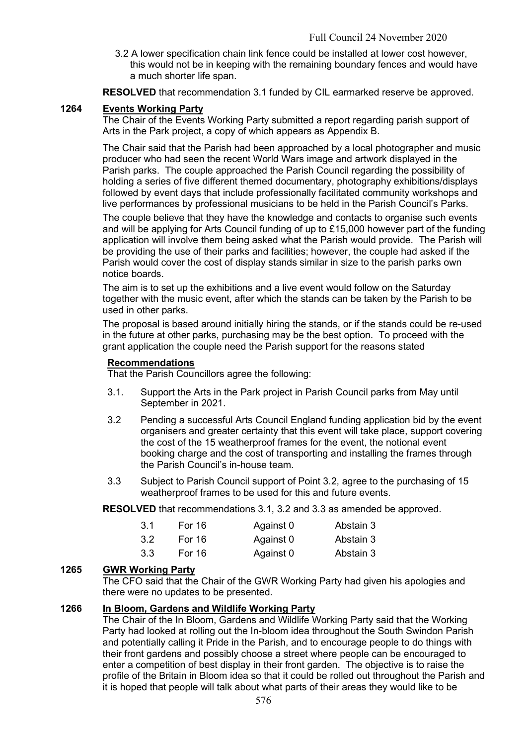3.2 A lower specification chain link fence could be installed at lower cost however, this would not be in keeping with the remaining boundary fences and would have a much shorter life span.

**RESOLVED** that recommendation 3.1 funded by CIL earmarked reserve be approved.

## 1264 Events Working Party

The Chair of the Events Working Party submitted a report regarding parish support of Arts in the Park project, a copy of which appears as Appendix B.

The Chair said that the Parish had been approached by a local photographer and music producer who had seen the recent World Wars image and artwork displayed in the Parish parks. The couple approached the Parish Council regarding the possibility of holding a series of five different themed documentary, photography exhibitions/displays followed by event days that include professionally facilitated community workshops and live performances by professional musicians to be held in the Parish Council's Parks.

The couple believe that they have the knowledge and contacts to organise such events and will be applying for Arts Council funding of up to £15,000 however part of the funding application will involve them being asked what the Parish would provide. The Parish will be providing the use of their parks and facilities; however, the couple had asked if the Parish would cover the cost of display stands similar in size to the parish parks own notice boards.

The aim is to set up the exhibitions and a live event would follow on the Saturday together with the music event, after which the stands can be taken by the Parish to be used in other parks.

The proposal is based around initially hiring the stands, or if the stands could be re-used in the future at other parks, purchasing may be the best option. To proceed with the grant application the couple need the Parish support for the reasons stated

**Recommendations**

That the Parish Councillors agree the following:

3.1. Support the Arts in the Park project in Parish Council parks from May until September in 2021.

3.2 Pending a successful Arts Council England funding application bid by the event organisers and greater certainty that this event will take place, support covering the cost of the 15 weatherproof frames for the event, the notional event booking charge and the cost of transporting and installing the frames through the Parish Council's in-house team.

3.3 Subject to Parish Council support of Point 3.2, agree to the purchasing of 15 weatherproof frames to be used for this and future events.

**RESOLVED** that recommendations 3.1, 3.2 and 3.3 as amended be approved.

| | | | |
|---|---|---|---|
| 3.1 | For 16 | Against 0 | Abstain 3 |
| 3.2 | For 16 | Against 0 | Abstain 3 |
| 3.3 | For 16 | Against 0 | Abstain 3 |

## 1265 GWR Working Party

The CFO said that the Chair of the GWR Working Party had given his apologies and there were no updates to be presented.

## 1266 In Bloom, Gardens and Wildlife Working Party

The Chair of the In Bloom, Gardens and Wildlife Working Party said that the Working Party had looked at rolling out the In-bloom idea throughout the South Swindon Parish and potentially calling it Pride in the Parish, and to encourage people to do things with their front gardens and possibly choose a street where people can be encouraged to enter a competition of best display in their front garden. The objective is to raise the profile of the Britain in Bloom idea so that it could be rolled out throughout the Parish and it is hoped that people will talk about what parts of their areas they would like to be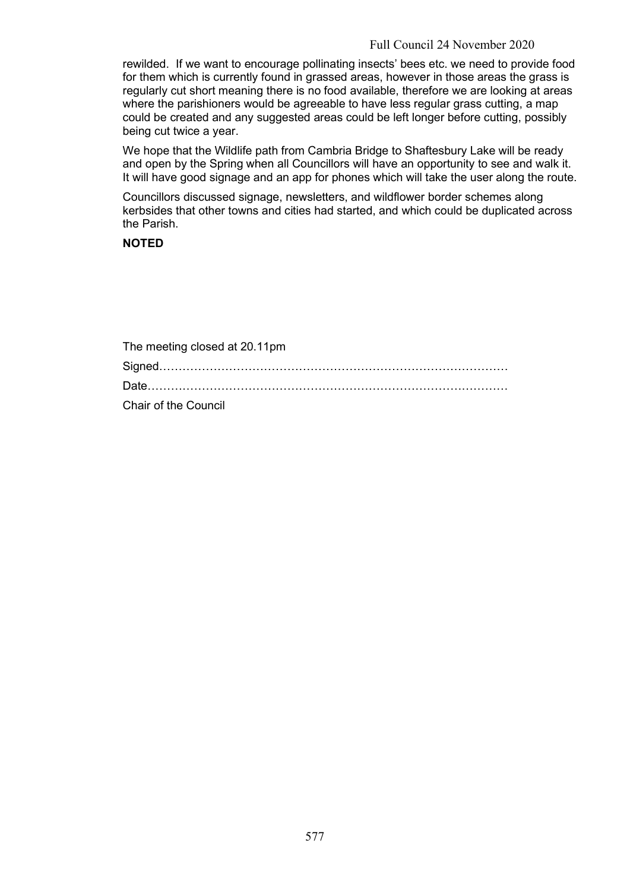rewilded. If we want to encourage pollinating insects' bees etc. we need to provide food for them which is currently found in grassed areas, however in those areas the grass is regularly cut short meaning there is no food available, therefore we are looking at areas where the parishioners would be agreeable to have less regular grass cutting, a map could be created and any suggested areas could be left longer before cutting, possibly being cut twice a year.

We hope that the Wildlife path from Cambria Bridge to Shaftesbury Lake will be ready and open by the Spring when all Councillors will have an opportunity to see and walk it. It will have good signage and an app for phones which will take the user along the route.

Councillors discussed signage, newsletters, and wildflower border schemes along kerbsides that other towns and cities had started, and which could be duplicated across the Parish.

**NOTED**

The meeting closed at 20.11pm

Signed………………………………………………………………………………

Date…………………………………………………………………………………

Chair of the Council